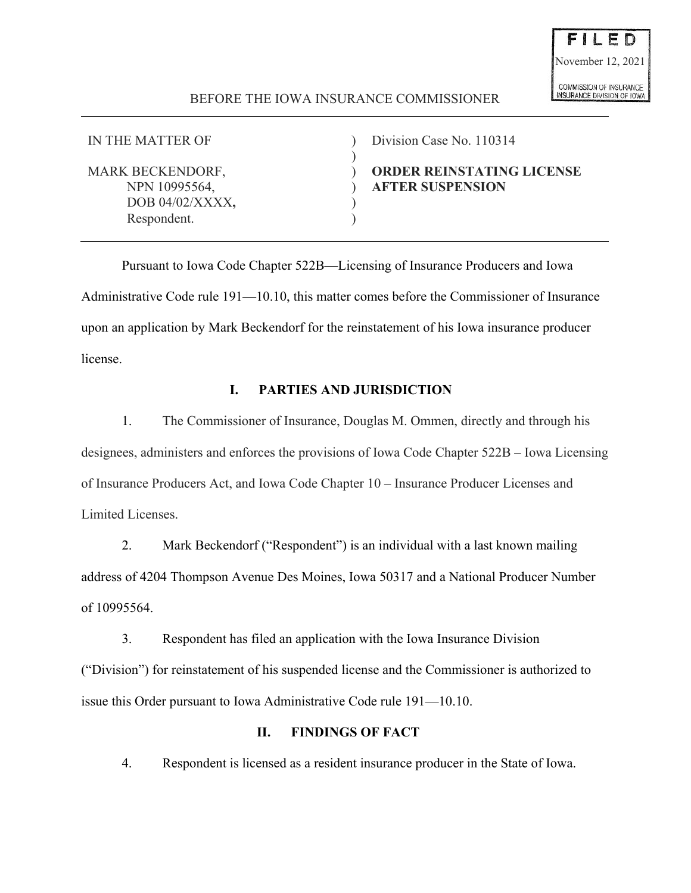FILED
November 12, 2021
COMMISSION OF INSURANCE
INSURANCE DIVISION OF IOWA

BEFORE THE IOWA INSURANCE COMMISSIONER

| | | |
|---|---|---|
| IN THE MATTER OF | ) | Division Case No. 110314 |
| | ) | |
| MARK BECKENDORF, | ) | **ORDER REINSTATING LICENSE** |
| NPN 10995564, | ) | **AFTER SUSPENSION** |
| DOB 04/02/XXXX**,** | ) | |
| Respondent. | ) | |

Pursuant to Iowa Code Chapter 522B—Licensing of Insurance Producers and Iowa Administrative Code rule 191—10.10, this matter comes before the Commissioner of Insurance upon an application by Mark Beckendorf for the reinstatement of his Iowa insurance producer license.

## I. PARTIES AND JURISDICTION

1. The Commissioner of Insurance, Douglas M. Ommen, directly and through his designees, administers and enforces the provisions of Iowa Code Chapter 522B – Iowa Licensing of Insurance Producers Act, and Iowa Code Chapter 10 – Insurance Producer Licenses and Limited Licenses.

2. Mark Beckendorf ("Respondent") is an individual with a last known mailing address of 4204 Thompson Avenue Des Moines, Iowa 50317 and a National Producer Number of 10995564.

3. Respondent has filed an application with the Iowa Insurance Division ("Division") for reinstatement of his suspended license and the Commissioner is authorized to issue this Order pursuant to Iowa Administrative Code rule 191—10.10.

## II. FINDINGS OF FACT

4. Respondent is licensed as a resident insurance producer in the State of Iowa.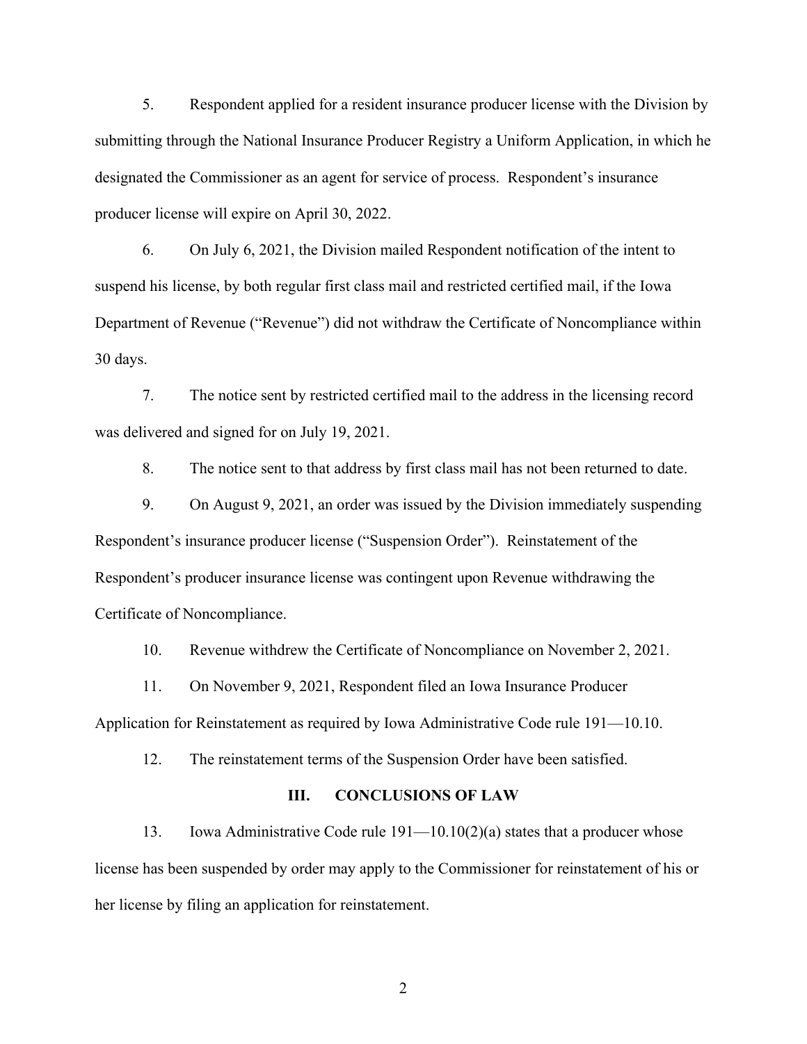5. Respondent applied for a resident insurance producer license with the Division by submitting through the National Insurance Producer Registry a Uniform Application, in which he designated the Commissioner as an agent for service of process. Respondent's insurance producer license will expire on April 30, 2022.

6. On July 6, 2021, the Division mailed Respondent notification of the intent to suspend his license, by both regular first class mail and restricted certified mail, if the Iowa Department of Revenue ("Revenue") did not withdraw the Certificate of Noncompliance within 30 days.

7. The notice sent by restricted certified mail to the address in the licensing record was delivered and signed for on July 19, 2021.

8. The notice sent to that address by first class mail has not been returned to date.

9. On August 9, 2021, an order was issued by the Division immediately suspending Respondent's insurance producer license ("Suspension Order"). Reinstatement of the Respondent's producer insurance license was contingent upon Revenue withdrawing the Certificate of Noncompliance.

10. Revenue withdrew the Certificate of Noncompliance on November 2, 2021.

11. On November 9, 2021, Respondent filed an Iowa Insurance Producer Application for Reinstatement as required by Iowa Administrative Code rule 191—10.10.

12. The reinstatement terms of the Suspension Order have been satisfied.

## III. CONCLUSIONS OF LAW

13. Iowa Administrative Code rule 191—10.10(2)(a) states that a producer whose license has been suspended by order may apply to the Commissioner for reinstatement of his or her license by filing an application for reinstatement.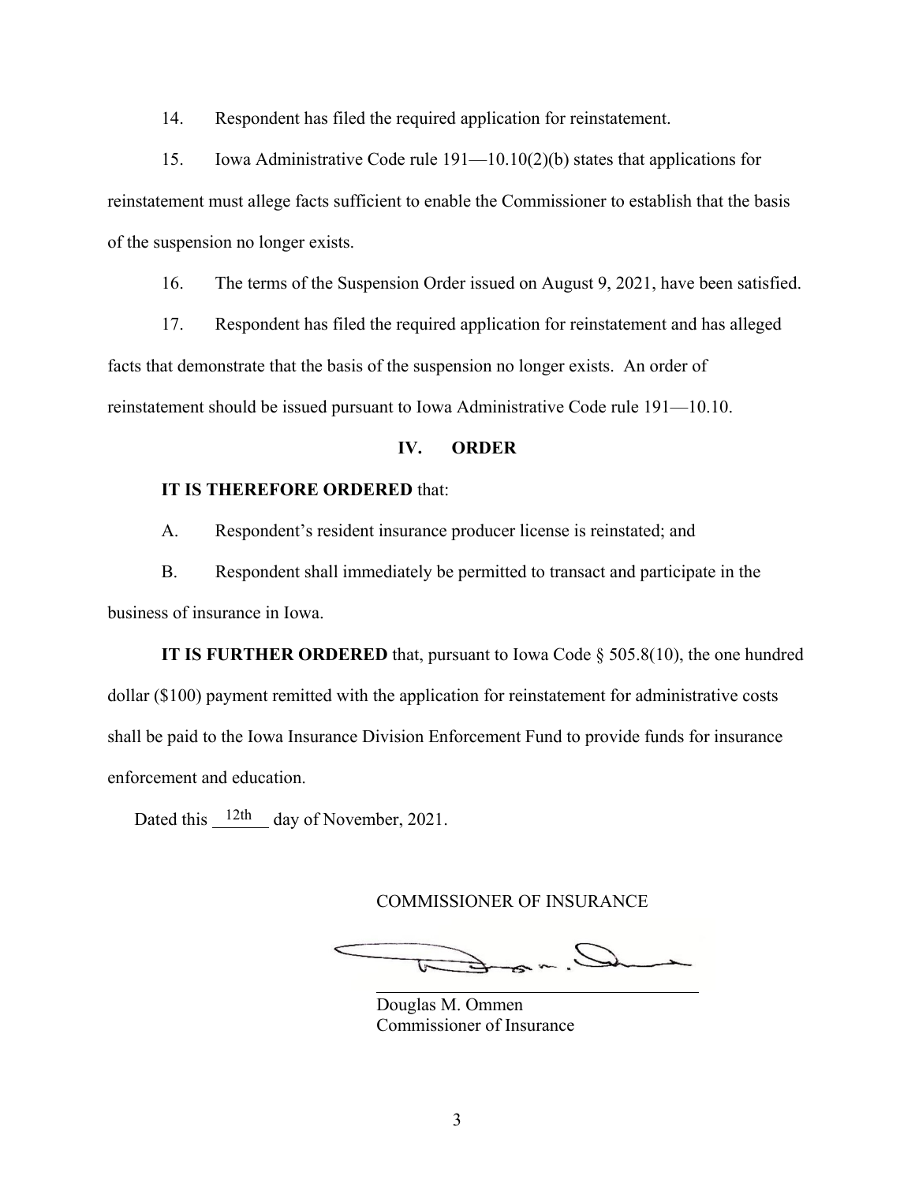14. Respondent has filed the required application for reinstatement.

15. Iowa Administrative Code rule 191—10.10(2)(b) states that applications for reinstatement must allege facts sufficient to enable the Commissioner to establish that the basis of the suspension no longer exists.

16. The terms of the Suspension Order issued on August 9, 2021, have been satisfied.

17. Respondent has filed the required application for reinstatement and has alleged facts that demonstrate that the basis of the suspension no longer exists. An order of reinstatement should be issued pursuant to Iowa Administrative Code rule 191—10.10.

## IV. ORDER

**IT IS THEREFORE ORDERED** that:

A. Respondent's resident insurance producer license is reinstated; and

B. Respondent shall immediately be permitted to transact and participate in the business of insurance in Iowa.

**IT IS FURTHER ORDERED** that, pursuant to Iowa Code § 505.8(10), the one hundred dollar ($100) payment remitted with the application for reinstatement for administrative costs shall be paid to the Iowa Insurance Division Enforcement Fund to provide funds for insurance enforcement and education.

Dated this 12th day of November, 2021.

COMMISSIONER OF INSURANCE

Douglas M. Ommen
Commissioner of Insurance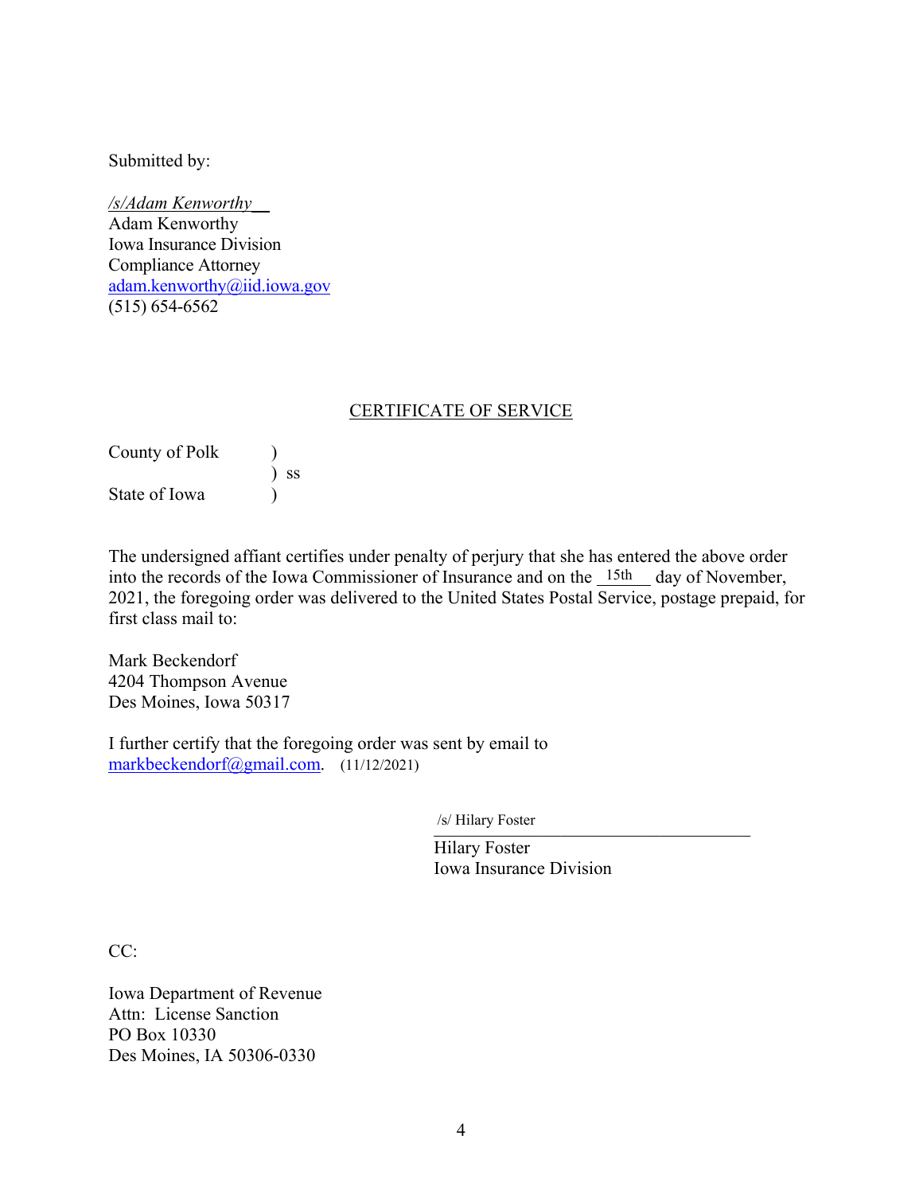Submitted by:

*/s/Adam Kenworthy*
Adam Kenworthy
Iowa Insurance Division
Compliance Attorney
adam.kenworthy@iid.iowa.gov
(515) 654-6562

## CERTIFICATE OF SERVICE

| | | |
|---|---|---|
| County of Polk | ) | |
| | ) | ss |
| State of Iowa | ) | |

The undersigned affiant certifies under penalty of perjury that she has entered the above order into the records of the Iowa Commissioner of Insurance and on the 15th day of November, 2021, the foregoing order was delivered to the United States Postal Service, postage prepaid, for first class mail to:

Mark Beckendorf
4204 Thompson Avenue
Des Moines, Iowa 50317

I further certify that the foregoing order was sent by email to markbeckendorf@gmail.com. (11/12/2021)

/s/ Hilary Foster
Hilary Foster
Iowa Insurance Division

CC:

Iowa Department of Revenue
Attn: License Sanction
PO Box 10330
Des Moines, IA 50306-0330